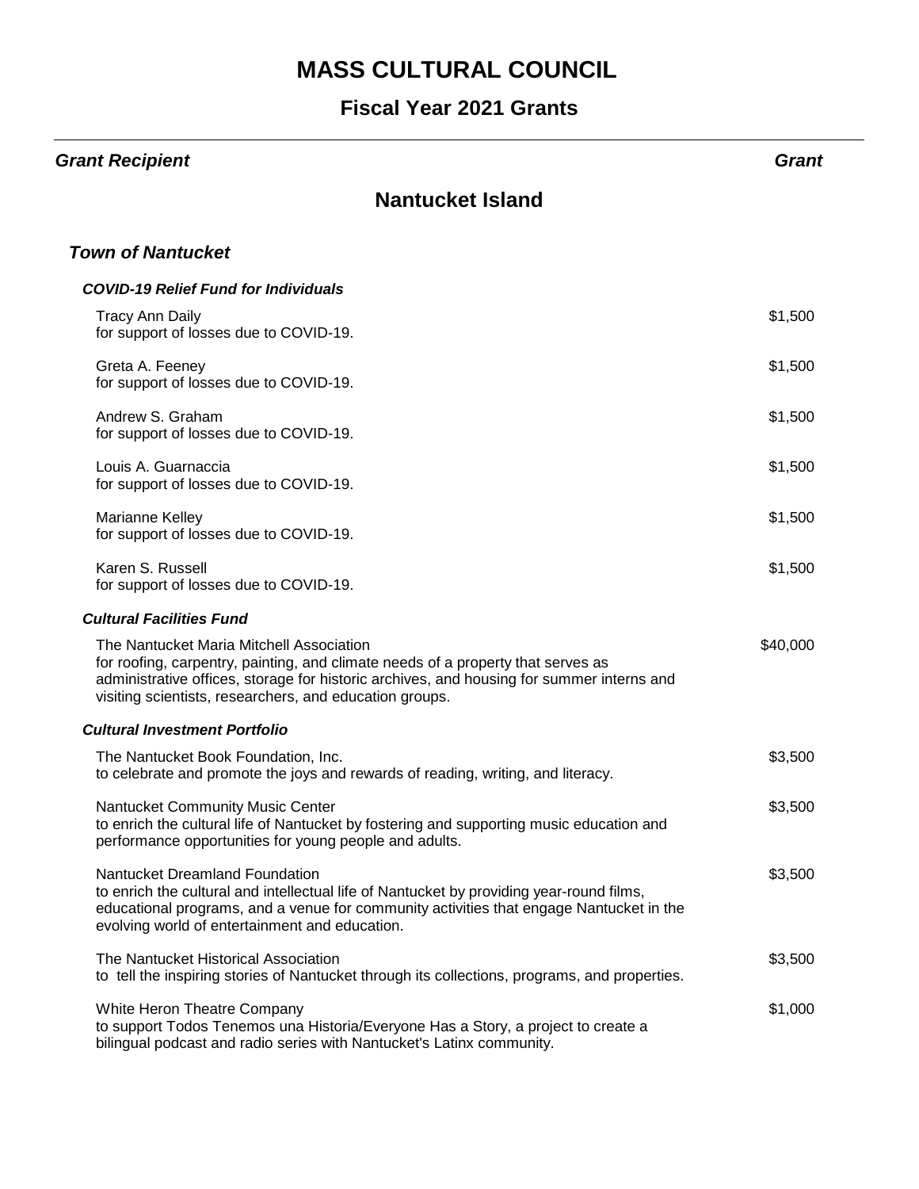# MASS CULTURAL COUNCIL

## Fiscal Year 2021 Grants

| *Grant Recipient* | *Grant* |
|---|---|

## Nantucket Island

### *Town of Nantucket*

#### *COVID-19 Relief Fund for Individuals*

| Grant Recipient | Grant |
|---|---|
| Tracy Ann Daily<br>for support of losses due to COVID-19. | $1,500 |
| Greta A. Feeney<br>for support of losses due to COVID-19. | $1,500 |
| Andrew S. Graham<br>for support of losses due to COVID-19. | $1,500 |
| Louis A. Guarnaccia<br>for support of losses due to COVID-19. | $1,500 |
| Marianne Kelley<br>for support of losses due to COVID-19. | $1,500 |
| Karen S. Russell<br>for support of losses due to COVID-19. | $1,500 |

#### *Cultural Facilities Fund*

| Grant Recipient | Grant |
|---|---|
| The Nantucket Maria Mitchell Association<br>for roofing, carpentry, painting, and climate needs of a property that serves as administrative offices, storage for historic archives, and housing for summer interns and visiting scientists, researchers, and education groups. | $40,000 |

#### *Cultural Investment Portfolio*

| Grant Recipient | Grant |
|---|---|
| The Nantucket Book Foundation, Inc.<br>to celebrate and promote the joys and rewards of reading, writing, and literacy. | $3,500 |
| Nantucket Community Music Center<br>to enrich the cultural life of Nantucket by fostering and supporting music education and performance opportunities for young people and adults. | $3,500 |
| Nantucket Dreamland Foundation<br>to enrich the cultural and intellectual life of Nantucket by providing year-round films, educational programs, and a venue for community activities that engage Nantucket in the evolving world of entertainment and education. | $3,500 |
| The Nantucket Historical Association<br>to tell the inspiring stories of Nantucket through its collections, programs, and properties. | $3,500 |
| White Heron Theatre Company<br>to support Todos Tenemos una Historia/Everyone Has a Story, a project to create a bilingual podcast and radio series with Nantucket's Latinx community. | $1,000 |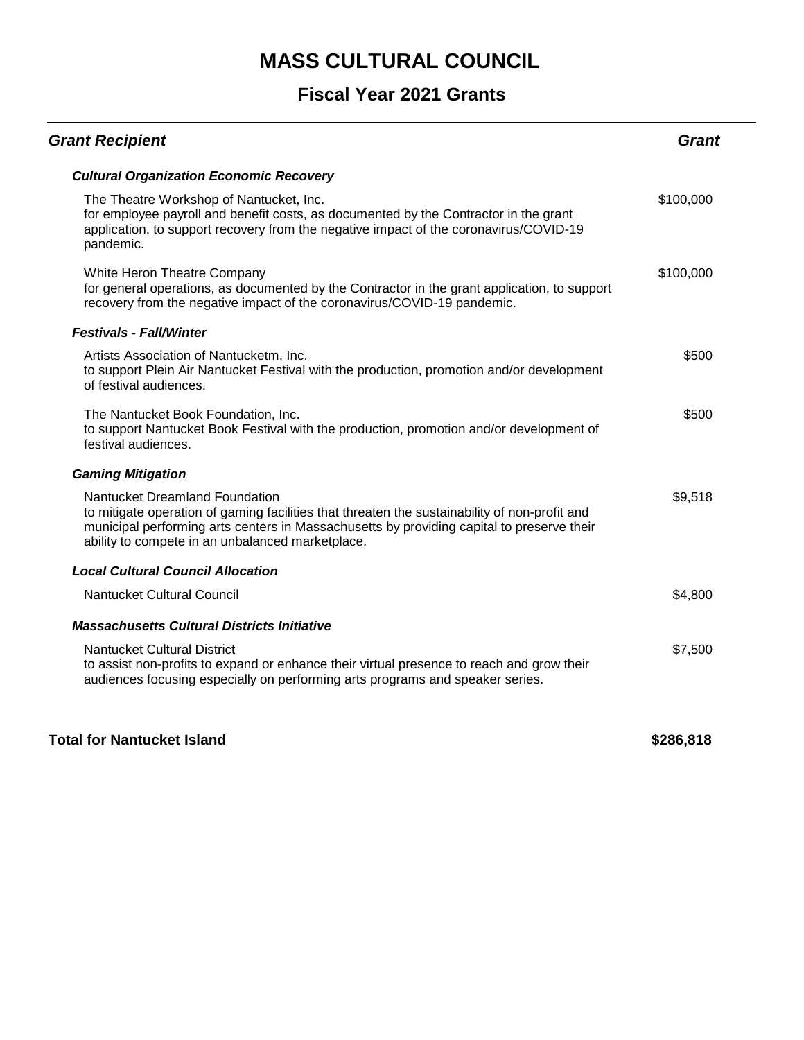# MASS CULTURAL COUNCIL

## Fiscal Year 2021 Grants

| ***Grant Recipient*** | ***Grant*** |
|---|---|
| ***Cultural Organization Economic Recovery*** | |
| The Theatre Workshop of Nantucket, Inc.<br>for employee payroll and benefit costs, as documented by the Contractor in the grant application, to support recovery from the negative impact of the coronavirus/COVID-19 pandemic. | $100,000 |
| White Heron Theatre Company<br>for general operations, as documented by the Contractor in the grant application, to support recovery from the negative impact of the coronavirus/COVID-19 pandemic. | $100,000 |
| ***Festivals - Fall/Winter*** | |
| Artists Association of Nantucketm, Inc.<br>to support Plein Air Nantucket Festival with the production, promotion and/or development of festival audiences. | $500 |
| The Nantucket Book Foundation, Inc.<br>to support Nantucket Book Festival with the production, promotion and/or development of festival audiences. | $500 |
| ***Gaming Mitigation*** | |
| Nantucket Dreamland Foundation<br>to mitigate operation of gaming facilities that threaten the sustainability of non-profit and municipal performing arts centers in Massachusetts by providing capital to preserve their ability to compete in an unbalanced marketplace. | $9,518 |
| ***Local Cultural Council Allocation*** | |
| Nantucket Cultural Council | $4,800 |
| ***Massachusetts Cultural Districts Initiative*** | |
| Nantucket Cultural District<br>to assist non-profits to expand or enhance their virtual presence to reach and grow their audiences focusing especially on performing arts programs and speaker series. | $7,500 |
| **Total for Nantucket Island** | **$286,818** |